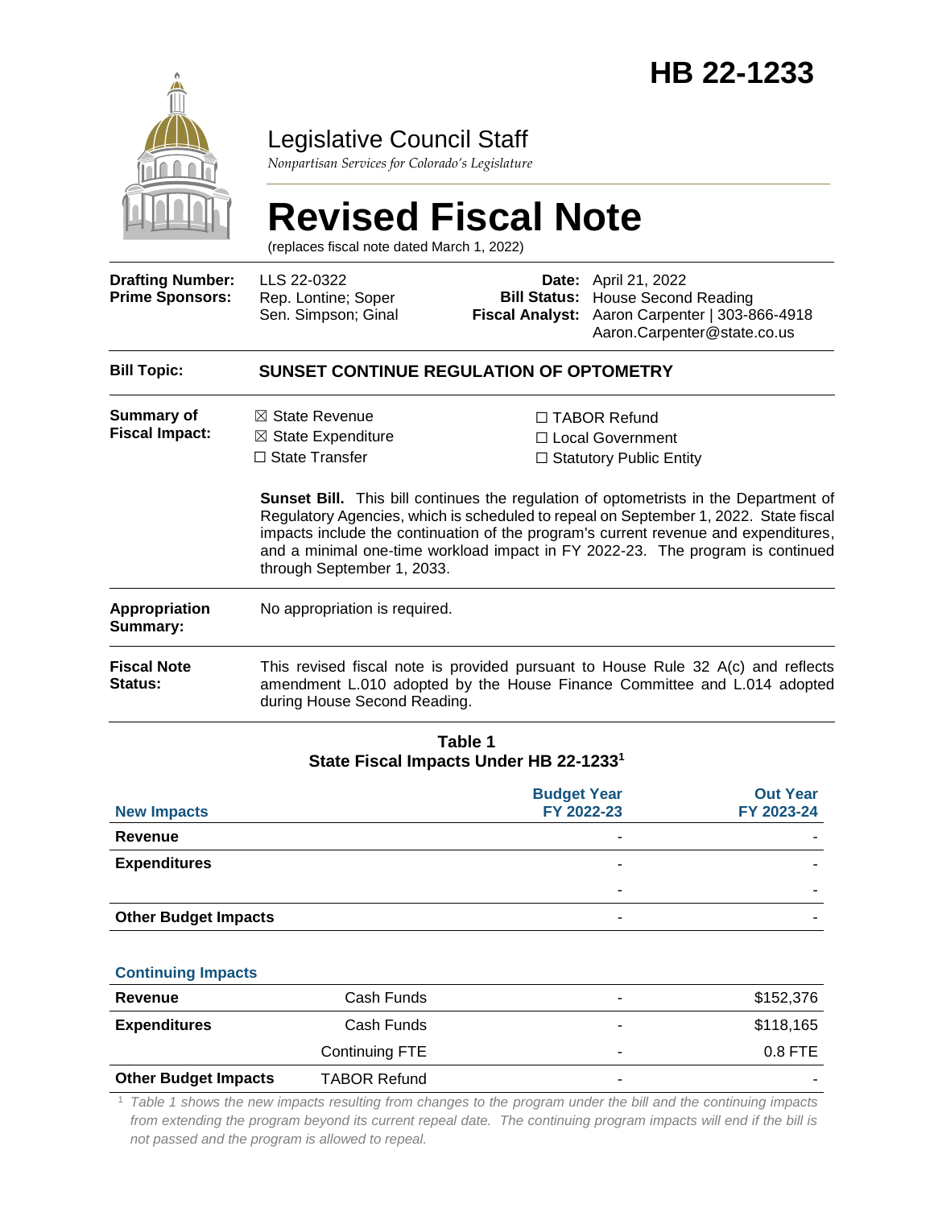# HB 22-1233

Legislative Council Staff

*Nonpartisan Services for Colorado's Legislature*

# Revised Fiscal Note

(replaces fiscal note dated March 1, 2022)

| | | | |
|---|---|---|---|
| **Drafting Number:** | LLS 22-0322 | **Date:** | April 21, 2022 |
| **Prime Sponsors:** | Rep. Lontine; Soper<br>Sen. Simpson; Ginal | **Bill Status:** | House Second Reading |
| | | **Fiscal Analyst:** | Aaron Carpenter \| 303-866-4918<br>Aaron.Carpenter@state.co.us |

**Bill Topic:** **SUNSET CONTINUE REGULATION OF OPTOMETRY**

**Summary of Fiscal Impact:**

☒ State Revenue
☒ State Expenditure
☐ State Transfer
☐ TABOR Refund
☐ Local Government
☐ Statutory Public Entity

**Sunset Bill.** This bill continues the regulation of optometrists in the Department of Regulatory Agencies, which is scheduled to repeal on September 1, 2022. State fiscal impacts include the continuation of the program's current revenue and expenditures, and a minimal one-time workload impact in FY 2022-23. The program is continued through September 1, 2033.

**Appropriation Summary:** No appropriation is required.

**Fiscal Note Status:** This revised fiscal note is provided pursuant to House Rule 32 A(c) and reflects amendment L.010 adopted by the House Finance Committee and L.014 adopted during House Second Reading.

**Table 1**
**State Fiscal Impacts Under HB 22-1233[1]**

| New Impacts | | Budget Year FY 2022-23 | Out Year FY 2023-24 |
|---|---|---|---|
| **Revenue** | | - | - |
| **Expenditures** | | - | - |
| | | - | - |
| **Other Budget Impacts** | | - | - |
| **Continuing Impacts** | | | |
| **Revenue** | Cash Funds | - | $152,376 |
| **Expenditures** | Cash Funds | - | $118,165 |
| | Continuing FTE | - | 0.8 FTE |
| **Other Budget Impacts** | TABOR Refund | - | - |

[1] *Table 1 shows the new impacts resulting from changes to the program under the bill and the continuing impacts from extending the program beyond its current repeal date. The continuing program impacts will end if the bill is not passed and the program is allowed to repeal.*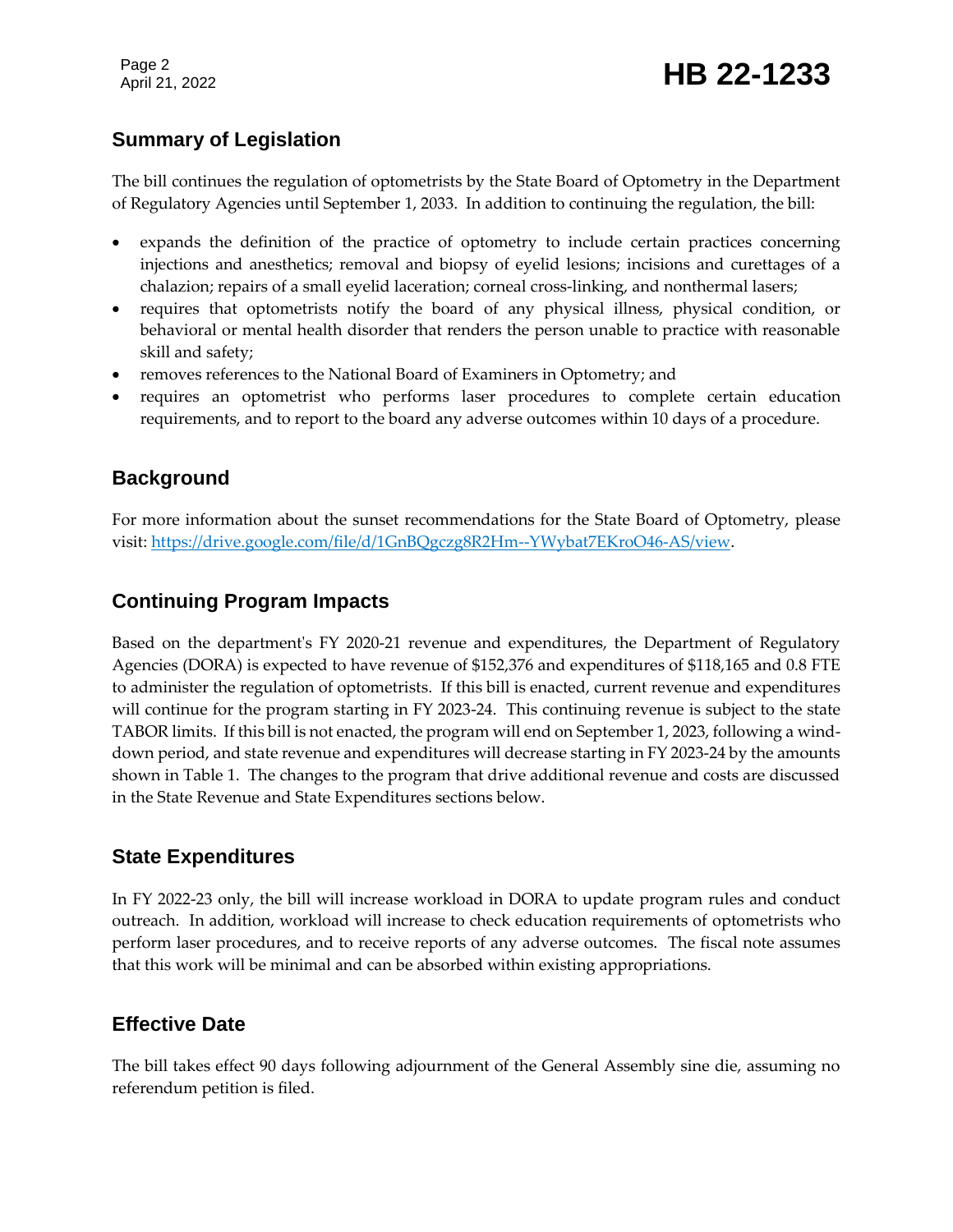## Summary of Legislation

The bill continues the regulation of optometrists by the State Board of Optometry in the Department of Regulatory Agencies until September 1, 2033. In addition to continuing the regulation, the bill:

- expands the definition of the practice of optometry to include certain practices concerning injections and anesthetics; removal and biopsy of eyelid lesions; incisions and curettages of a chalazion; repairs of a small eyelid laceration; corneal cross-linking, and nonthermal lasers;
- requires that optometrists notify the board of any physical illness, physical condition, or behavioral or mental health disorder that renders the person unable to practice with reasonable skill and safety;
- removes references to the National Board of Examiners in Optometry; and
- requires an optometrist who performs laser procedures to complete certain education requirements, and to report to the board any adverse outcomes within 10 days of a procedure.

## Background

For more information about the sunset recommendations for the State Board of Optometry, please visit: [https://drive.google.com/file/d/1GnBQgczg8R2Hm--YWybat7EKroO46-AS/view](https://drive.google.com/file/d/1GnBQgczg8R2Hm--YWybat7EKroO46-AS/view).

## Continuing Program Impacts

Based on the department's FY 2020-21 revenue and expenditures, the Department of Regulatory Agencies (DORA) is expected to have revenue of $152,376 and expenditures of $118,165 and 0.8 FTE to administer the regulation of optometrists. If this bill is enacted, current revenue and expenditures will continue for the program starting in FY 2023-24. This continuing revenue is subject to the state TABOR limits. If this bill is not enacted, the program will end on September 1, 2023, following a wind-down period, and state revenue and expenditures will decrease starting in FY 2023-24 by the amounts shown in Table 1. The changes to the program that drive additional revenue and costs are discussed in the State Revenue and State Expenditures sections below.

## State Expenditures

In FY 2022-23 only, the bill will increase workload in DORA to update program rules and conduct outreach. In addition, workload will increase to check education requirements of optometrists who perform laser procedures, and to receive reports of any adverse outcomes. The fiscal note assumes that this work will be minimal and can be absorbed within existing appropriations.

## Effective Date

The bill takes effect 90 days following adjournment of the General Assembly sine die, assuming no referendum petition is filed.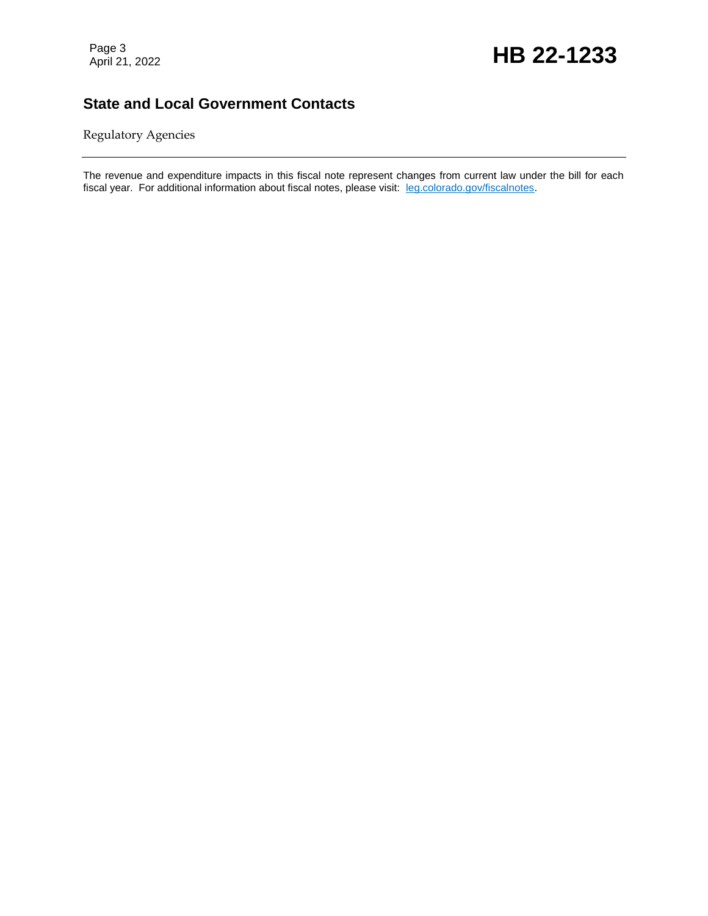## State and Local Government Contacts

Regulatory Agencies

---

The revenue and expenditure impacts in this fiscal note represent changes from current law under the bill for each fiscal year. For additional information about fiscal notes, please visit: [leg.colorado.gov/fiscalnotes](leg.colorado.gov/fiscalnotes).